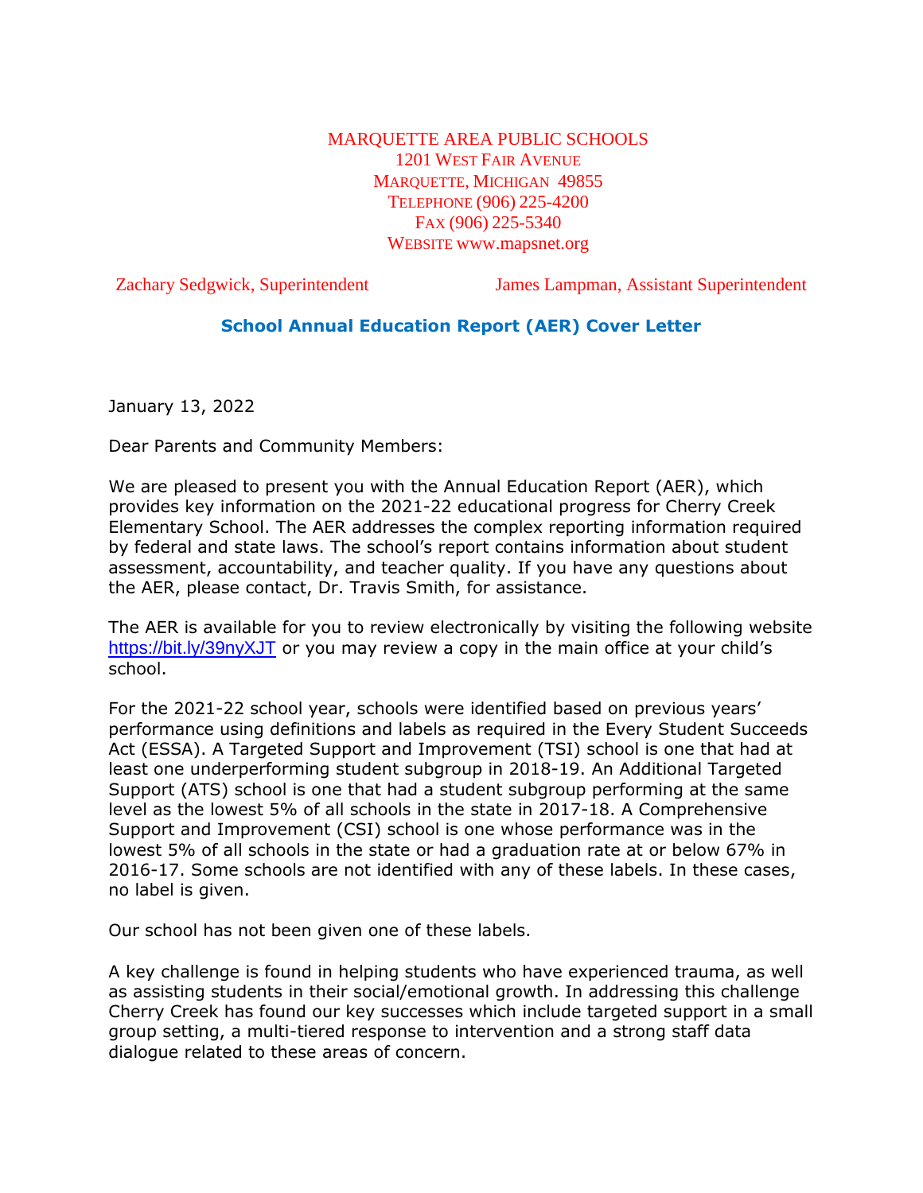MARQUETTE AREA PUBLIC SCHOOLS
1201 WEST FAIR AVENUE
MARQUETTE, MICHIGAN 49855
TELEPHONE (906) 225-4200
FAX (906) 225-5340
WEBSITE www.mapsnet.org

Zachary Sedgwick, Superintendent | James Lampman, Assistant Superintendent

## School Annual Education Report (AER) Cover Letter

January 13, 2022

Dear Parents and Community Members:

We are pleased to present you with the Annual Education Report (AER), which provides key information on the 2021-22 educational progress for Cherry Creek Elementary School. The AER addresses the complex reporting information required by federal and state laws. The school's report contains information about student assessment, accountability, and teacher quality. If you have any questions about the AER, please contact, Dr. Travis Smith, for assistance.

The AER is available for you to review electronically by visiting the following website https://bit.ly/39nyXJT or you may review a copy in the main office at your child's school.

For the 2021-22 school year, schools were identified based on previous years' performance using definitions and labels as required in the Every Student Succeeds Act (ESSA). A Targeted Support and Improvement (TSI) school is one that had at least one underperforming student subgroup in 2018-19. An Additional Targeted Support (ATS) school is one that had a student subgroup performing at the same level as the lowest 5% of all schools in the state in 2017-18. A Comprehensive Support and Improvement (CSI) school is one whose performance was in the lowest 5% of all schools in the state or had a graduation rate at or below 67% in 2016-17. Some schools are not identified with any of these labels. In these cases, no label is given.

Our school has not been given one of these labels.

A key challenge is found in helping students who have experienced trauma, as well as assisting students in their social/emotional growth. In addressing this challenge Cherry Creek has found our key successes which include targeted support in a small group setting, a multi-tiered response to intervention and a strong staff data dialogue related to these areas of concern.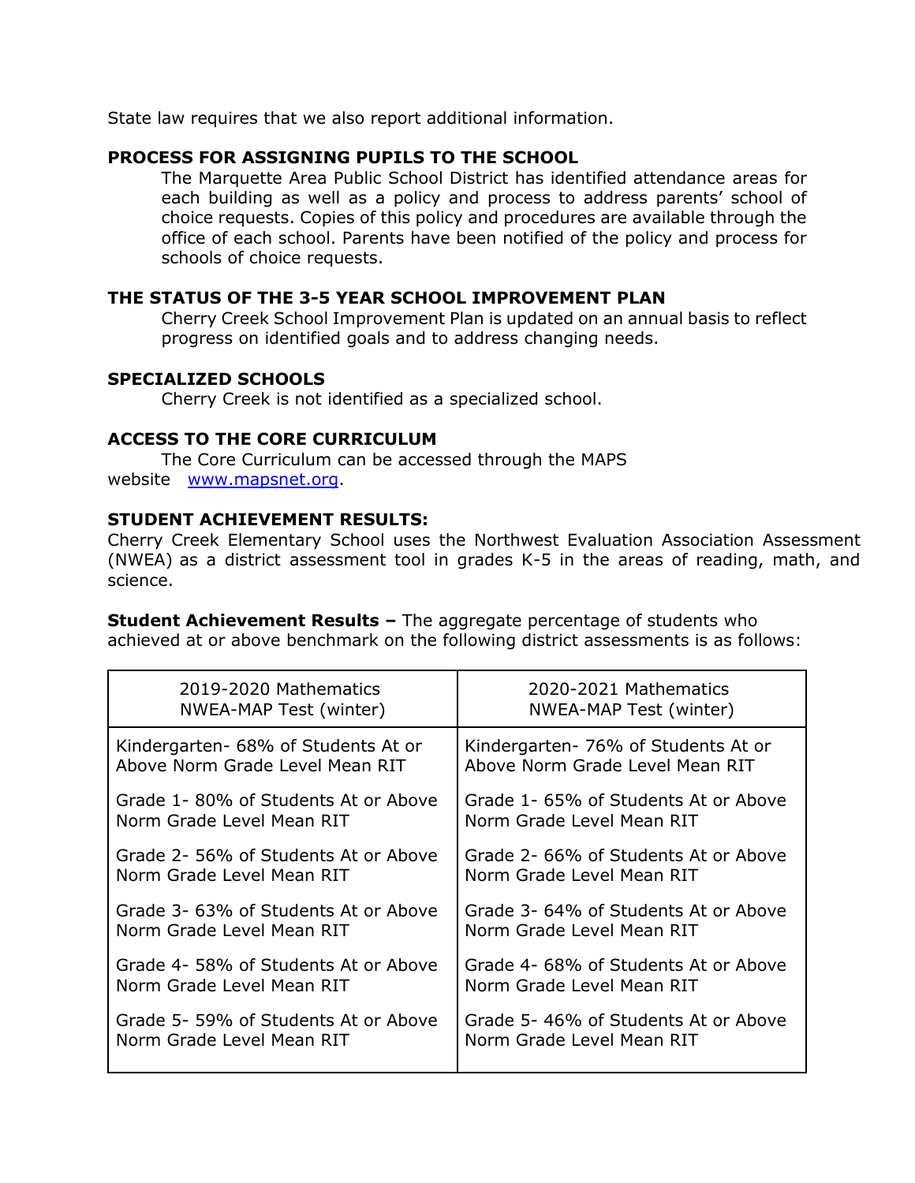State law requires that we also report additional information.

**PROCESS FOR ASSIGNING PUPILS TO THE SCHOOL**

The Marquette Area Public School District has identified attendance areas for each building as well as a policy and process to address parents' school of choice requests. Copies of this policy and procedures are available through the office of each school. Parents have been notified of the policy and process for schools of choice requests.

**THE STATUS OF THE 3-5 YEAR SCHOOL IMPROVEMENT PLAN**

Cherry Creek School Improvement Plan is updated on an annual basis to reflect progress on identified goals and to address changing needs.

**SPECIALIZED SCHOOLS**

Cherry Creek is not identified as a specialized school.

**ACCESS TO THE CORE CURRICULUM**

The Core Curriculum can be accessed through the MAPS website [www.mapsnet.org](www.mapsnet.org).

**STUDENT ACHIEVEMENT RESULTS:**

Cherry Creek Elementary School uses the Northwest Evaluation Association Assessment (NWEA) as a district assessment tool in grades K-5 in the areas of reading, math, and science.

**Student Achievement Results –** The aggregate percentage of students who achieved at or above benchmark on the following district assessments is as follows:

| 2019-2020 Mathematics NWEA-MAP Test (winter) | 2020-2021 Mathematics NWEA-MAP Test (winter) |
|---|---|
| Kindergarten- 68% of Students At or Above Norm Grade Level Mean RIT | Kindergarten- 76% of Students At or Above Norm Grade Level Mean RIT |
| Grade 1- 80% of Students At or Above Norm Grade Level Mean RIT | Grade 1- 65% of Students At or Above Norm Grade Level Mean RIT |
| Grade 2- 56% of Students At or Above Norm Grade Level Mean RIT | Grade 2- 66% of Students At or Above Norm Grade Level Mean RIT |
| Grade 3- 63% of Students At or Above Norm Grade Level Mean RIT | Grade 3- 64% of Students At or Above Norm Grade Level Mean RIT |
| Grade 4- 58% of Students At or Above Norm Grade Level Mean RIT | Grade 4- 68% of Students At or Above Norm Grade Level Mean RIT |
| Grade 5- 59% of Students At or Above Norm Grade Level Mean RIT | Grade 5- 46% of Students At or Above Norm Grade Level Mean RIT |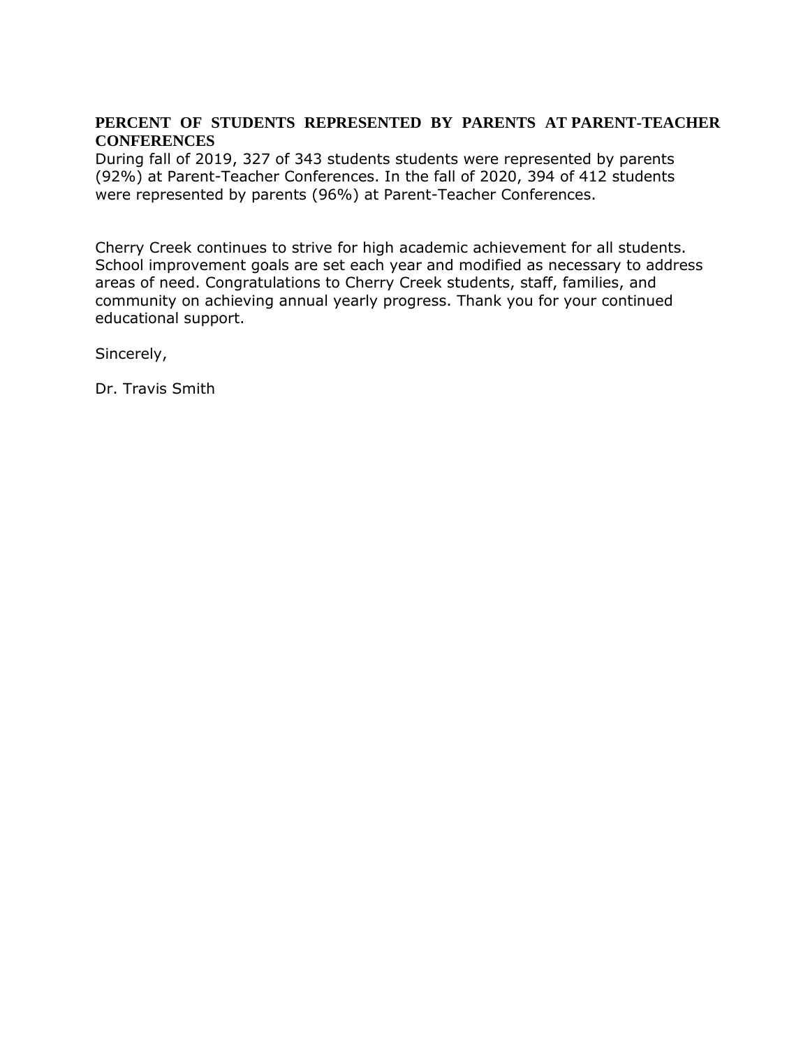**PERCENT OF STUDENTS REPRESENTED BY PARENTS AT PARENT-TEACHER CONFERENCES**

During fall of 2019, 327 of 343 students students were represented by parents (92%) at Parent-Teacher Conferences. In the fall of 2020, 394 of 412 students were represented by parents (96%) at Parent-Teacher Conferences.

Cherry Creek continues to strive for high academic achievement for all students. School improvement goals are set each year and modified as necessary to address areas of need. Congratulations to Cherry Creek students, staff, families, and community on achieving annual yearly progress. Thank you for your continued educational support.

Sincerely,

Dr. Travis Smith